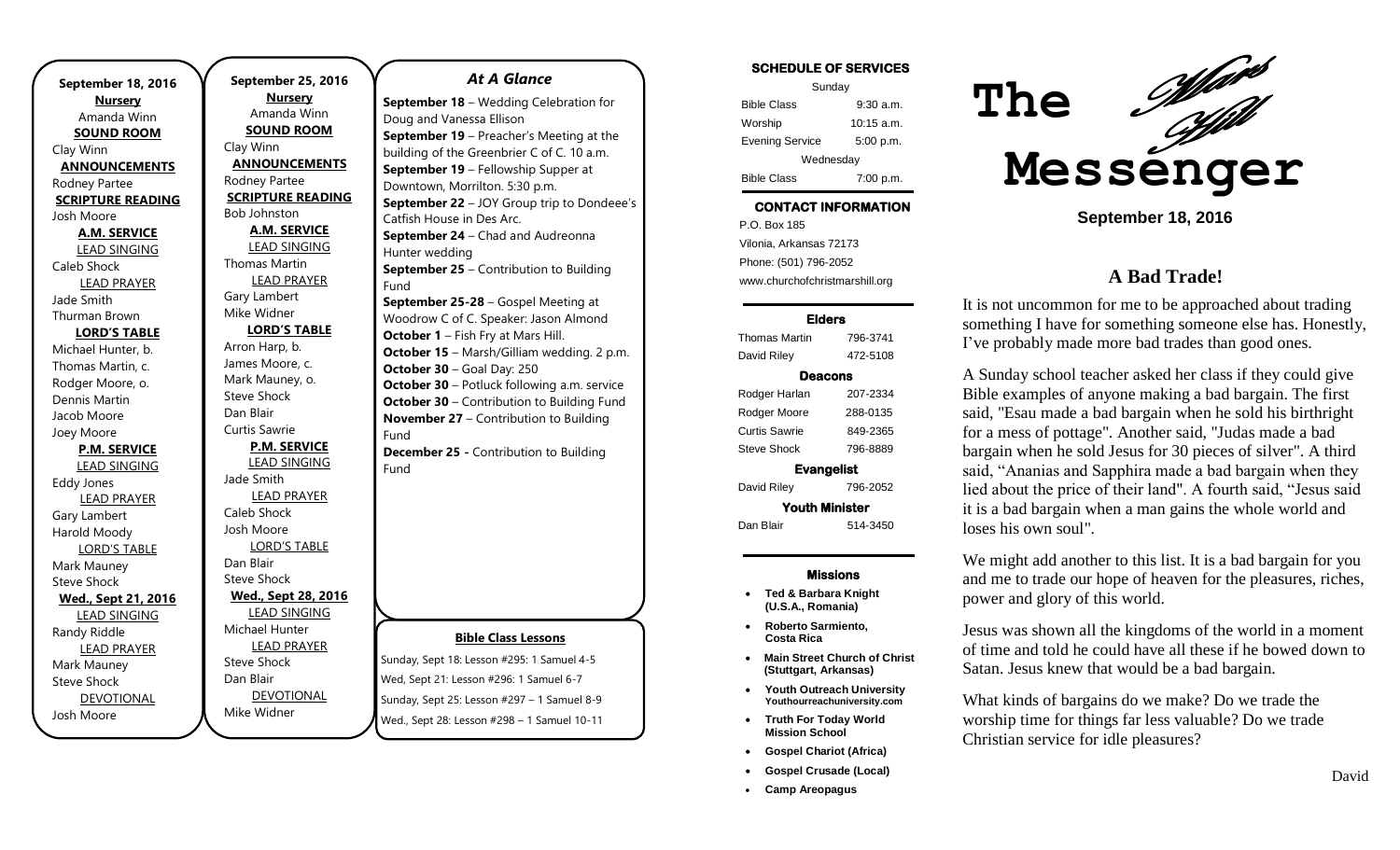**September 18, 2016**

**Nursery**
Amanda Winn

**SOUND ROOM**
Clay Winn

**ANNOUNCEMENTS**
Rodney Partee

**SCRIPTURE READING**
Josh Moore

**A.M. SERVICE**

LEAD SINGING
Caleb Shock

LEAD PRAYER
Jade Smith
Thurman Brown

**LORD'S TABLE**
Michael Hunter, b.
Thomas Martin, c.
Rodger Moore, o.
Dennis Martin
Jacob Moore
Joey Moore

**P.M. SERVICE**

LEAD SINGING
Eddy Jones

LEAD PRAYER
Gary Lambert
Harold Moody

LORD'S TABLE
Mark Mauney
Steve Shock

**Wed., Sept 21, 2016**

LEAD SINGING
Randy Riddle

LEAD PRAYER
Mark Mauney
Steve Shock

DEVOTIONAL
Josh Moore

**September 25, 2016**

**Nursery**
Amanda Winn

**SOUND ROOM**
Clay Winn

**ANNOUNCEMENTS**
Rodney Partee

**SCRIPTURE READING**
Bob Johnston

**A.M. SERVICE**

LEAD SINGING
Thomas Martin

LEAD PRAYER
Gary Lambert
Mike Widner

**LORD'S TABLE**
Arron Harp, b.
James Moore, c.
Mark Mauney, o.
Steve Shock
Dan Blair
Curtis Sawrie

**P.M. SERVICE**

LEAD SINGING
Jade Smith

LEAD PRAYER
Caleb Shock
Josh Moore

LORD'S TABLE
Dan Blair
Steve Shock

**Wed., Sept 28, 2016**

LEAD SINGING
Michael Hunter

LEAD PRAYER
Steve Shock
Dan Blair

DEVOTIONAL
Mike Widner

## *At A Glance*

**September 18** – Wedding Celebration for Doug and Vanessa Ellison
**September 19** – Preacher's Meeting at the building of the Greenbrier C of C. 10 a.m.
**September 19** – Fellowship Supper at Downtown, Morrilton. 5:30 p.m.
**September 22** – JOY Group trip to Dondeee's Catfish House in Des Arc.
**September 24** – Chad and Audreonna Hunter wedding
**September 25** – Contribution to Building Fund
**September 25-28** – Gospel Meeting at Woodrow C of C. Speaker: Jason Almond
**October 1** – Fish Fry at Mars Hill.
**October 15** – Marsh/Gilliam wedding. 2 p.m.
**October 30** – Goal Day: 250
**October 30** – Potluck following a.m. service
**October 30** – Contribution to Building Fund
**November 27** – Contribution to Building Fund
**December 25 -** Contribution to Building Fund

**Bible Class Lessons**

Sunday, Sept 18: Lesson #295: 1 Samuel 4-5
Wed, Sept 21: Lesson #296: 1 Samuel 6-7
Sunday, Sept 25: Lesson #297 – 1 Samuel 8-9
Wed., Sept 28: Lesson #298 – 1 Samuel 10-11

**SCHEDULE OF SERVICES**

| Sunday | |
|---|---|
| Bible Class | 9:30 a.m. |
| Worship | 10:15 a.m. |
| Evening Service | 5:00 p.m. |
| Wednesday | |
| Bible Class | 7:00 p.m. |

**CONTACT INFORMATION**

P.O. Box 185
Vilonia, Arkansas 72173
Phone: (501) 796-2052
www.churchofchristmarshill.org

**Elders**

| | |
|---|---|
| Thomas Martin | 796-3741 |
| David Riley | 472-5108 |

**Deacons**

| | |
|---|---|
| Rodger Harlan | 207-2334 |
| Rodger Moore | 288-0135 |
| Curtis Sawrie | 849-2365 |
| Steve Shock | 796-8889 |

**Evangelist**

| | |
|---|---|
| David Riley | 796-2052 |

**Youth Minister**

| | |
|---|---|
| Dan Blair | 514-3450 |

**Missions**

- **Ted & Barbara Knight (U.S.A., Romania)**
- **Roberto Sarmiento, Costa Rica**
- **Main Street Church of Christ (Stuttgart, Arkansas)**
- **Youth Outreach University** Youthourreachuniversity.com
- **Truth For Today World Mission School**
- **Gospel Chariot (Africa)**
- **Gospel Crusade (Local)**
- **Camp Areopagus**

# The Mars Hill Messenger

**September 18, 2016**

## A Bad Trade!

It is not uncommon for me to be approached about trading something I have for something someone else has. Honestly, I've probably made more bad trades than good ones.

A Sunday school teacher asked her class if they could give Bible examples of anyone making a bad bargain. The first said, "Esau made a bad bargain when he sold his birthright for a mess of pottage". Another said, "Judas made a bad bargain when he sold Jesus for 30 pieces of silver". A third said, "Ananias and Sapphira made a bad bargain when they lied about the price of their land". A fourth said, "Jesus said it is a bad bargain when a man gains the whole world and loses his own soul".

We might add another to this list. It is a bad bargain for you and me to trade our hope of heaven for the pleasures, riches, power and glory of this world.

Jesus was shown all the kingdoms of the world in a moment of time and told he could have all these if he bowed down to Satan. Jesus knew that would be a bad bargain.

What kinds of bargains do we make? Do we trade the worship time for things far less valuable? Do we trade Christian service for idle pleasures?

David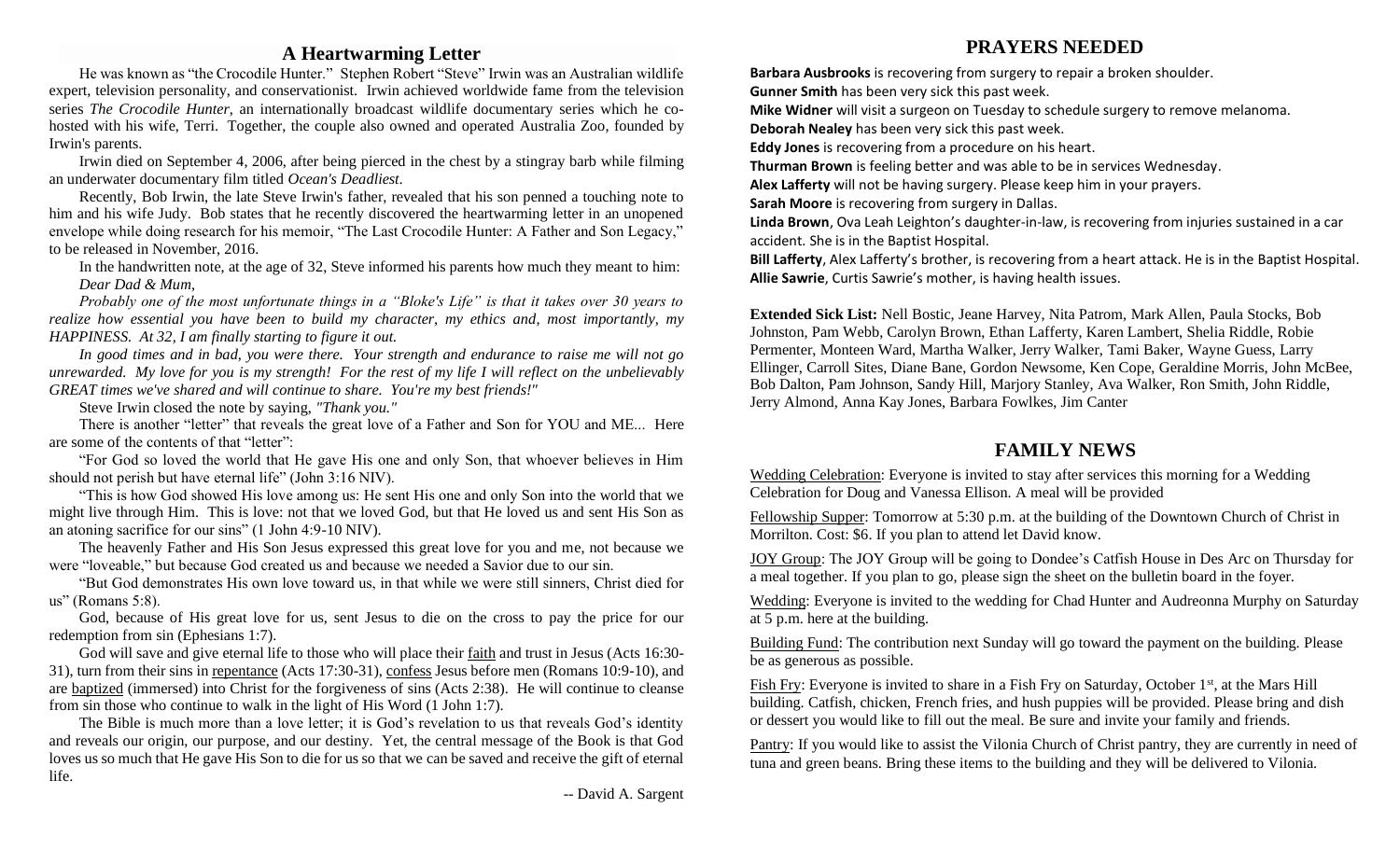## A Heartwarming Letter

He was known as "the Crocodile Hunter." Stephen Robert "Steve" Irwin was an Australian wildlife expert, television personality, and conservationist. Irwin achieved worldwide fame from the television series *The Crocodile Hunter*, an internationally broadcast wildlife documentary series which he co-hosted with his wife, Terri. Together, the couple also owned and operated Australia Zoo, founded by Irwin's parents.

Irwin died on September 4, 2006, after being pierced in the chest by a stingray barb while filming an underwater documentary film titled *Ocean's Deadliest*.

Recently, Bob Irwin, the late Steve Irwin's father, revealed that his son penned a touching note to him and his wife Judy. Bob states that he recently discovered the heartwarming letter in an unopened envelope while doing research for his memoir, "The Last Crocodile Hunter: A Father and Son Legacy," to be released in November, 2016.

In the handwritten note, at the age of 32, Steve informed his parents how much they meant to him: *Dear Dad & Mum,*

*Probably one of the most unfortunate things in a "Bloke's Life" is that it takes over 30 years to realize how essential you have been to build my character, my ethics and, most importantly, my HAPPINESS. At 32, I am finally starting to figure it out.*

*In good times and in bad, you were there. Your strength and endurance to raise me will not go unrewarded. My love for you is my strength! For the rest of my life I will reflect on the unbelievably GREAT times we've shared and will continue to share. You're my best friends!"*

Steve Irwin closed the note by saying, *"Thank you."*

There is another "letter" that reveals the great love of a Father and Son for YOU and ME... Here are some of the contents of that "letter":

"For God so loved the world that He gave His one and only Son, that whoever believes in Him should not perish but have eternal life" (John 3:16 NIV).

"This is how God showed His love among us: He sent His one and only Son into the world that we might live through Him. This is love: not that we loved God, but that He loved us and sent His Son as an atoning sacrifice for our sins" (1 John 4:9-10 NIV).

The heavenly Father and His Son Jesus expressed this great love for you and me, not because we were "loveable," but because God created us and because we needed a Savior due to our sin.

"But God demonstrates His own love toward us, in that while we were still sinners, Christ died for us" (Romans 5:8).

God, because of His great love for us, sent Jesus to die on the cross to pay the price for our redemption from sin (Ephesians 1:7).

God will save and give eternal life to those who will place their faith and trust in Jesus (Acts 16:30-31), turn from their sins in repentance (Acts 17:30-31), confess Jesus before men (Romans 10:9-10), and are baptized (immersed) into Christ for the forgiveness of sins (Acts 2:38). He will continue to cleanse from sin those who continue to walk in the light of His Word (1 John 1:7).

The Bible is much more than a love letter; it is God's revelation to us that reveals God's identity and reveals our origin, our purpose, and our destiny. Yet, the central message of the Book is that God loves us so much that He gave His Son to die for us so that we can be saved and receive the gift of eternal life.

-- David A. Sargent

## PRAYERS NEEDED

**Barbara Ausbrooks** is recovering from surgery to repair a broken shoulder.
**Gunner Smith** has been very sick this past week.
**Mike Widner** will visit a surgeon on Tuesday to schedule surgery to remove melanoma.
**Deborah Nealey** has been very sick this past week.
**Eddy Jones** is recovering from a procedure on his heart.
**Thurman Brown** is feeling better and was able to be in services Wednesday.
**Alex Lafferty** will not be having surgery. Please keep him in your prayers.
**Sarah Moore** is recovering from surgery in Dallas.
**Linda Brown**, Ova Leah Leighton's daughter-in-law, is recovering from injuries sustained in a car accident. She is in the Baptist Hospital.
**Bill Lafferty**, Alex Lafferty's brother, is recovering from a heart attack. He is in the Baptist Hospital.
**Allie Sawrie**, Curtis Sawrie's mother, is having health issues.

**Extended Sick List:** Nell Bostic, Jeane Harvey, Nita Patrom, Mark Allen, Paula Stocks, Bob Johnston, Pam Webb, Carolyn Brown, Ethan Lafferty, Karen Lambert, Shelia Riddle, Robie Permenter, Monteen Ward, Martha Walker, Jerry Walker, Tami Baker, Wayne Guess, Larry Ellinger, Carroll Sites, Diane Bane, Gordon Newsome, Ken Cope, Geraldine Morris, John McBee, Bob Dalton, Pam Johnson, Sandy Hill, Marjory Stanley, Ava Walker, Ron Smith, John Riddle, Jerry Almond, Anna Kay Jones, Barbara Fowlkes, Jim Canter

## FAMILY NEWS

Wedding Celebration: Everyone is invited to stay after services this morning for a Wedding Celebration for Doug and Vanessa Ellison. A meal will be provided

Fellowship Supper: Tomorrow at 5:30 p.m. at the building of the Downtown Church of Christ in Morrilton. Cost: $6. If you plan to attend let David know.

JOY Group: The JOY Group will be going to Dondee's Catfish House in Des Arc on Thursday for a meal together. If you plan to go, please sign the sheet on the bulletin board in the foyer.

Wedding: Everyone is invited to the wedding for Chad Hunter and Audreonna Murphy on Saturday at 5 p.m. here at the building.

Building Fund: The contribution next Sunday will go toward the payment on the building. Please be as generous as possible.

Fish Fry: Everyone is invited to share in a Fish Fry on Saturday, October 1st, at the Mars Hill building. Catfish, chicken, French fries, and hush puppies will be provided. Please bring and dish or dessert you would like to fill out the meal. Be sure and invite your family and friends.

Pantry: If you would like to assist the Vilonia Church of Christ pantry, they are currently in need of tuna and green beans. Bring these items to the building and they will be delivered to Vilonia.